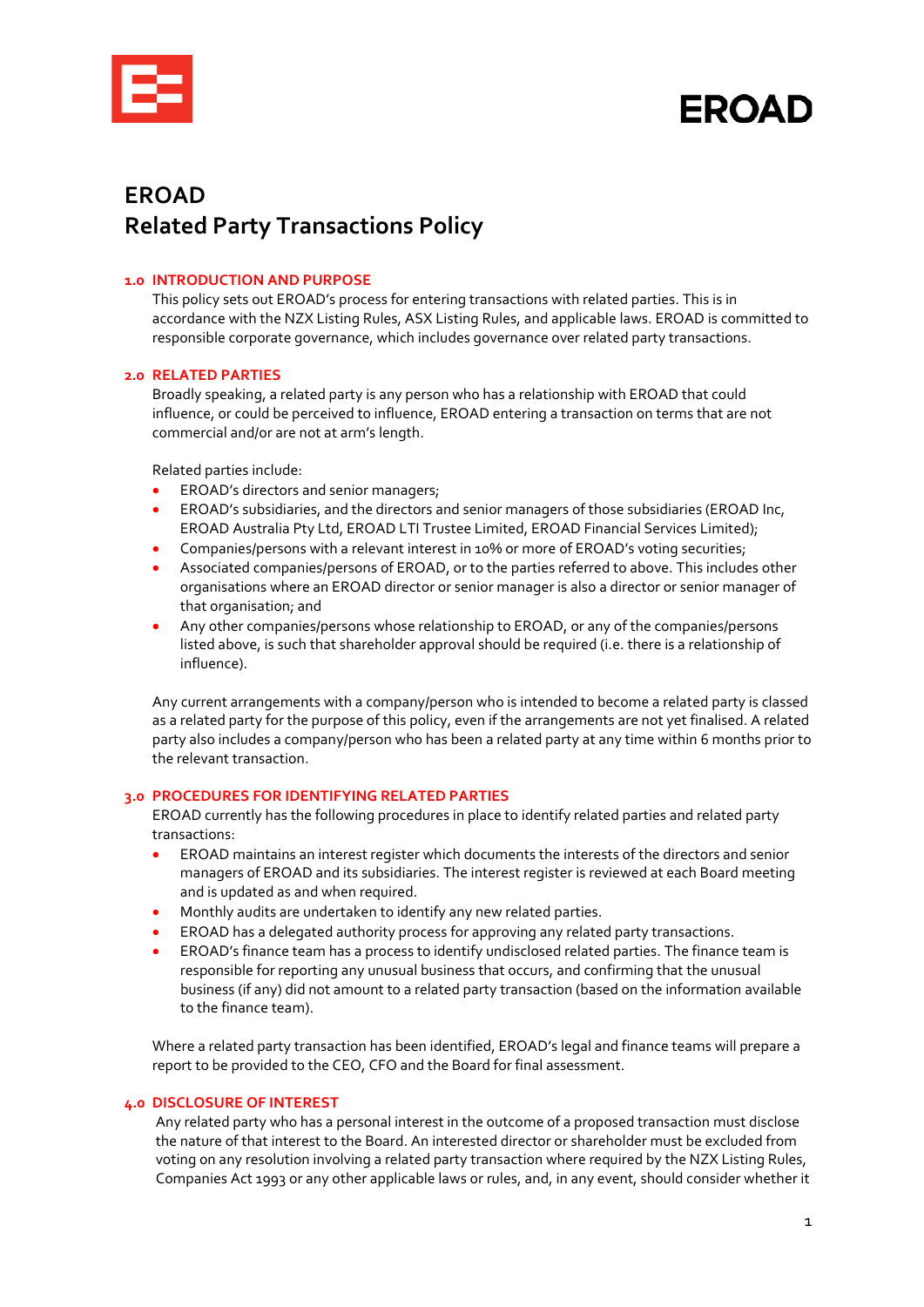# EROAD
# Related Party Transactions Policy

## 1.0 INTRODUCTION AND PURPOSE

This policy sets out EROAD's process for entering transactions with related parties. This is in accordance with the NZX Listing Rules, ASX Listing Rules, and applicable laws. EROAD is committed to responsible corporate governance, which includes governance over related party transactions.

## 2.0 RELATED PARTIES

Broadly speaking, a related party is any person who has a relationship with EROAD that could influence, or could be perceived to influence, EROAD entering a transaction on terms that are not commercial and/or are not at arm's length.

Related parties include:

- EROAD's directors and senior managers;
- EROAD's subsidiaries, and the directors and senior managers of those subsidiaries (EROAD Inc, EROAD Australia Pty Ltd, EROAD LTI Trustee Limited, EROAD Financial Services Limited);
- Companies/persons with a relevant interest in 10% or more of EROAD's voting securities;
- Associated companies/persons of EROAD, or to the parties referred to above. This includes other organisations where an EROAD director or senior manager is also a director or senior manager of that organisation; and
- Any other companies/persons whose relationship to EROAD, or any of the companies/persons listed above, is such that shareholder approval should be required (i.e. there is a relationship of influence).

Any current arrangements with a company/person who is intended to become a related party is classed as a related party for the purpose of this policy, even if the arrangements are not yet finalised. A related party also includes a company/person who has been a related party at any time within 6 months prior to the relevant transaction.

## 3.0 PROCEDURES FOR IDENTIFYING RELATED PARTIES

EROAD currently has the following procedures in place to identify related parties and related party transactions:

- EROAD maintains an interest register which documents the interests of the directors and senior managers of EROAD and its subsidiaries. The interest register is reviewed at each Board meeting and is updated as and when required.
- Monthly audits are undertaken to identify any new related parties.
- EROAD has a delegated authority process for approving any related party transactions.
- EROAD's finance team has a process to identify undisclosed related parties. The finance team is responsible for reporting any unusual business that occurs, and confirming that the unusual business (if any) did not amount to a related party transaction (based on the information available to the finance team).

Where a related party transaction has been identified, EROAD's legal and finance teams will prepare a report to be provided to the CEO, CFO and the Board for final assessment.

## 4.0 DISCLOSURE OF INTEREST

Any related party who has a personal interest in the outcome of a proposed transaction must disclose the nature of that interest to the Board. An interested director or shareholder must be excluded from voting on any resolution involving a related party transaction where required by the NZX Listing Rules, Companies Act 1993 or any other applicable laws or rules, and, in any event, should consider whether it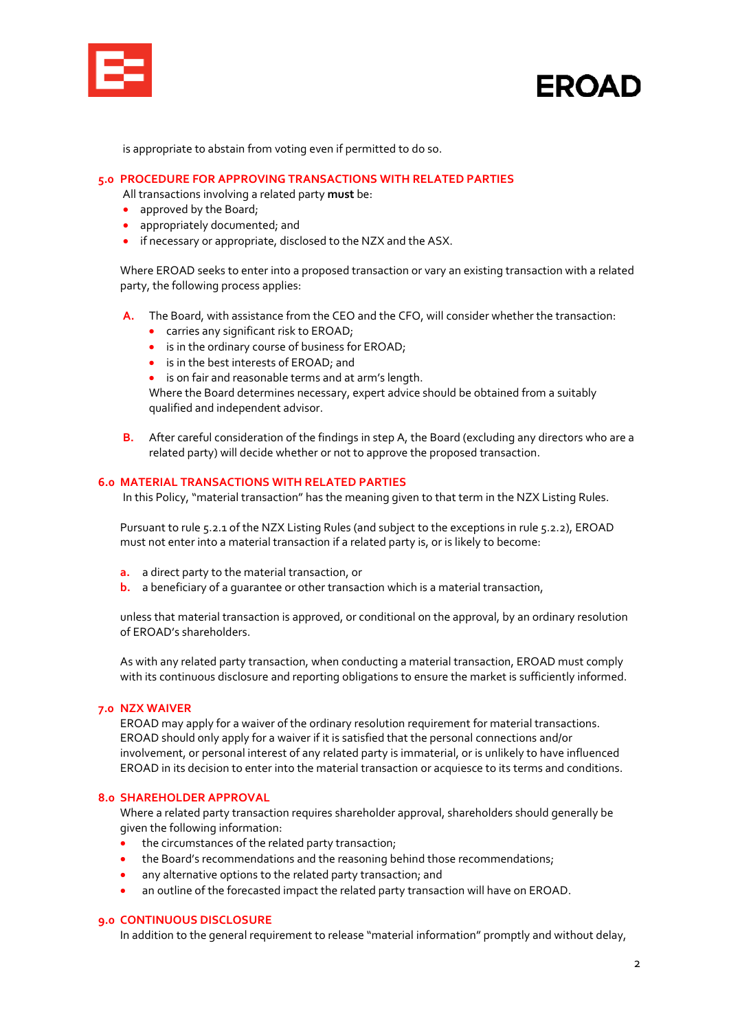is appropriate to abstain from voting even if permitted to do so.

## 5.0 PROCEDURE FOR APPROVING TRANSACTIONS WITH RELATED PARTIES

All transactions involving a related party **must** be:

- approved by the Board;
- appropriately documented; and
- if necessary or appropriate, disclosed to the NZX and the ASX.

Where EROAD seeks to enter into a proposed transaction or vary an existing transaction with a related party, the following process applies:

**A.** The Board, with assistance from the CEO and the CFO, will consider whether the transaction:

- carries any significant risk to EROAD;
- is in the ordinary course of business for EROAD;
- is in the best interests of EROAD; and
- is on fair and reasonable terms and at arm's length.

Where the Board determines necessary, expert advice should be obtained from a suitably qualified and independent advisor.

**B.** After careful consideration of the findings in step A, the Board (excluding any directors who are a related party) will decide whether or not to approve the proposed transaction.

## 6.0 MATERIAL TRANSACTIONS WITH RELATED PARTIES

In this Policy, "material transaction" has the meaning given to that term in the NZX Listing Rules.

Pursuant to rule 5.2.1 of the NZX Listing Rules (and subject to the exceptions in rule 5.2.2), EROAD must not enter into a material transaction if a related party is, or is likely to become:

**a.** a direct party to the material transaction, or

**b.** a beneficiary of a guarantee or other transaction which is a material transaction,

unless that material transaction is approved, or conditional on the approval, by an ordinary resolution of EROAD's shareholders.

As with any related party transaction, when conducting a material transaction, EROAD must comply with its continuous disclosure and reporting obligations to ensure the market is sufficiently informed.

## 7.0 NZX WAIVER

EROAD may apply for a waiver of the ordinary resolution requirement for material transactions. EROAD should only apply for a waiver if it is satisfied that the personal connections and/or involvement, or personal interest of any related party is immaterial, or is unlikely to have influenced EROAD in its decision to enter into the material transaction or acquiesce to its terms and conditions.

## 8.0 SHAREHOLDER APPROVAL

Where a related party transaction requires shareholder approval, shareholders should generally be given the following information:

- the circumstances of the related party transaction;
- the Board's recommendations and the reasoning behind those recommendations;
- any alternative options to the related party transaction; and
- an outline of the forecasted impact the related party transaction will have on EROAD.

## 9.0 CONTINUOUS DISCLOSURE

In addition to the general requirement to release "material information" promptly and without delay,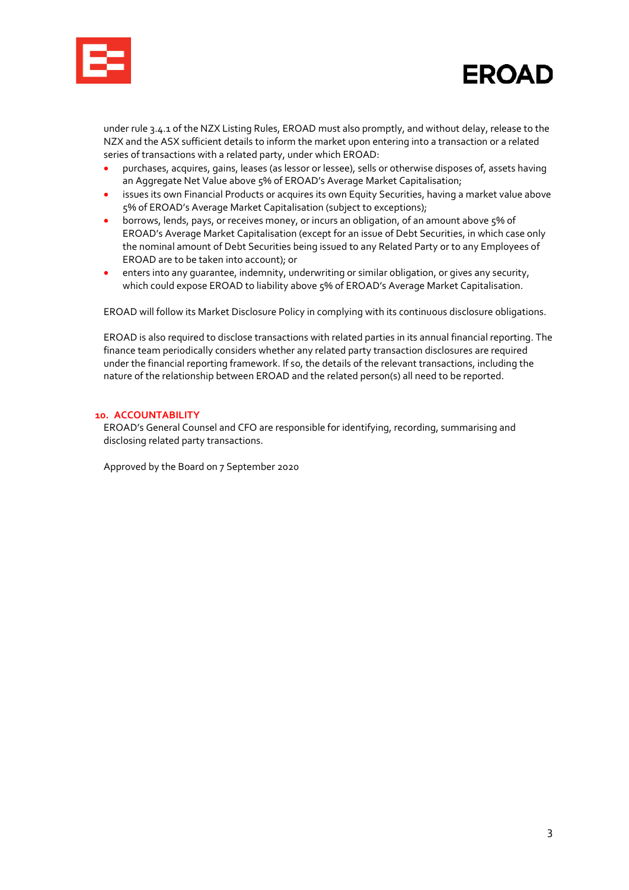under rule 3.4.1 of the NZX Listing Rules, EROAD must also promptly, and without delay, release to the NZX and the ASX sufficient details to inform the market upon entering into a transaction or a related series of transactions with a related party, under which EROAD:

- purchases, acquires, gains, leases (as lessor or lessee), sells or otherwise disposes of, assets having an Aggregate Net Value above 5% of EROAD's Average Market Capitalisation;
- issues its own Financial Products or acquires its own Equity Securities, having a market value above 5% of EROAD's Average Market Capitalisation (subject to exceptions);
- borrows, lends, pays, or receives money, or incurs an obligation, of an amount above 5% of EROAD's Average Market Capitalisation (except for an issue of Debt Securities, in which case only the nominal amount of Debt Securities being issued to any Related Party or to any Employees of EROAD are to be taken into account); or
- enters into any guarantee, indemnity, underwriting or similar obligation, or gives any security, which could expose EROAD to liability above 5% of EROAD's Average Market Capitalisation.

EROAD will follow its Market Disclosure Policy in complying with its continuous disclosure obligations.

EROAD is also required to disclose transactions with related parties in its annual financial reporting. The finance team periodically considers whether any related party transaction disclosures are required under the financial reporting framework. If so, the details of the relevant transactions, including the nature of the relationship between EROAD and the related person(s) all need to be reported.

## 10. ACCOUNTABILITY

EROAD's General Counsel and CFO are responsible for identifying, recording, summarising and disclosing related party transactions.

Approved by the Board on 7 September 2020